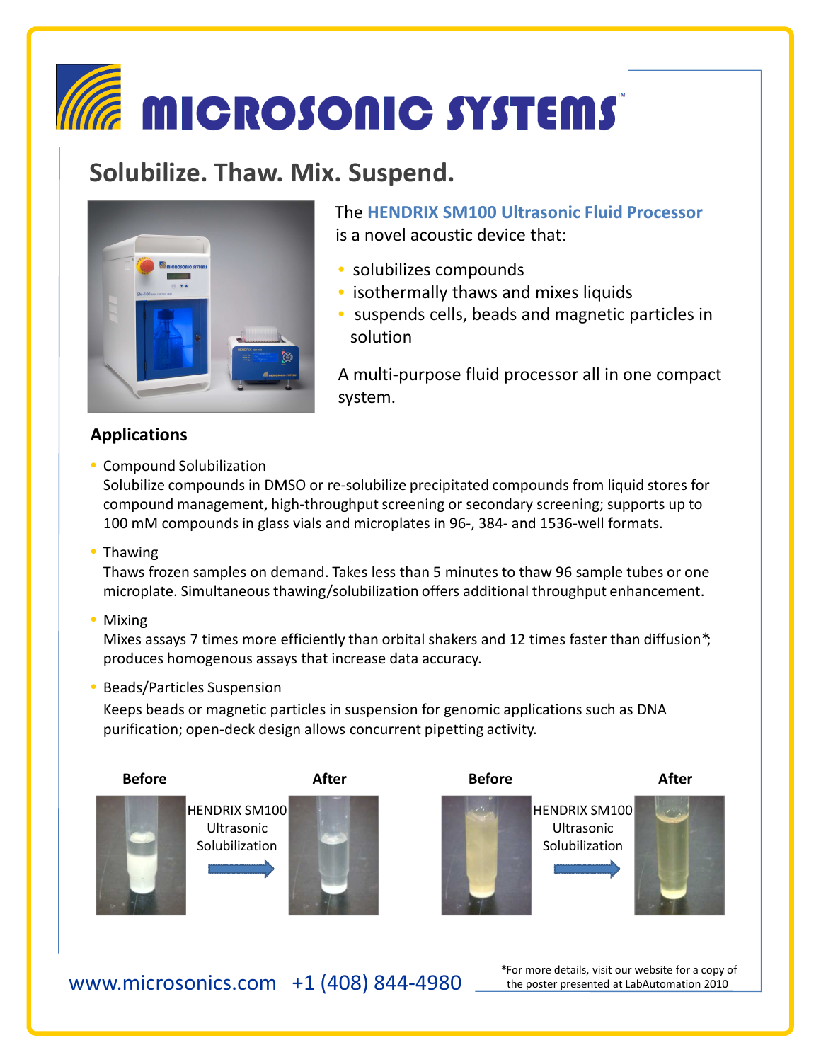# MICROSONIC SYSTEMS™

## Solubilize. Thaw. Mix. Suspend.

The **HENDRIX SM100 Ultrasonic Fluid Processor** is a novel acoustic device that:

- solubilizes compounds
- isothermally thaws and mixes liquids
- suspends cells, beads and magnetic particles in solution

A multi-purpose fluid processor all in one compact system.

### Applications

- Compound Solubilization
  Solubilize compounds in DMSO or re-solubilize precipitated compounds from liquid stores for compound management, high-throughput screening or secondary screening; supports up to 100 mM compounds in glass vials and microplates in 96-, 384- and 1536-well formats.
- Thawing
  Thaws frozen samples on demand. Takes less than 5 minutes to thaw 96 sample tubes or one microplate. Simultaneous thawing/solubilization offers additional throughput enhancement.
- Mixing
  Mixes assays 7 times more efficiently than orbital shakers and 12 times faster than diffusion*; produces homogenous assays that increase data accuracy.
- Beads/Particles Suspension
  Keeps beads or magnetic particles in suspension for genomic applications such as DNA purification; open-deck design allows concurrent pipetting activity.

**Before** → HENDRIX SM100 Ultrasonic Solubilization → **After**

**Before** → HENDRIX SM100 Ultrasonic Solubilization → **After**

www.microsonics.com +1 (408) 844-4980

*For more details, visit our website for a copy of the poster presented at LabAutomation 2010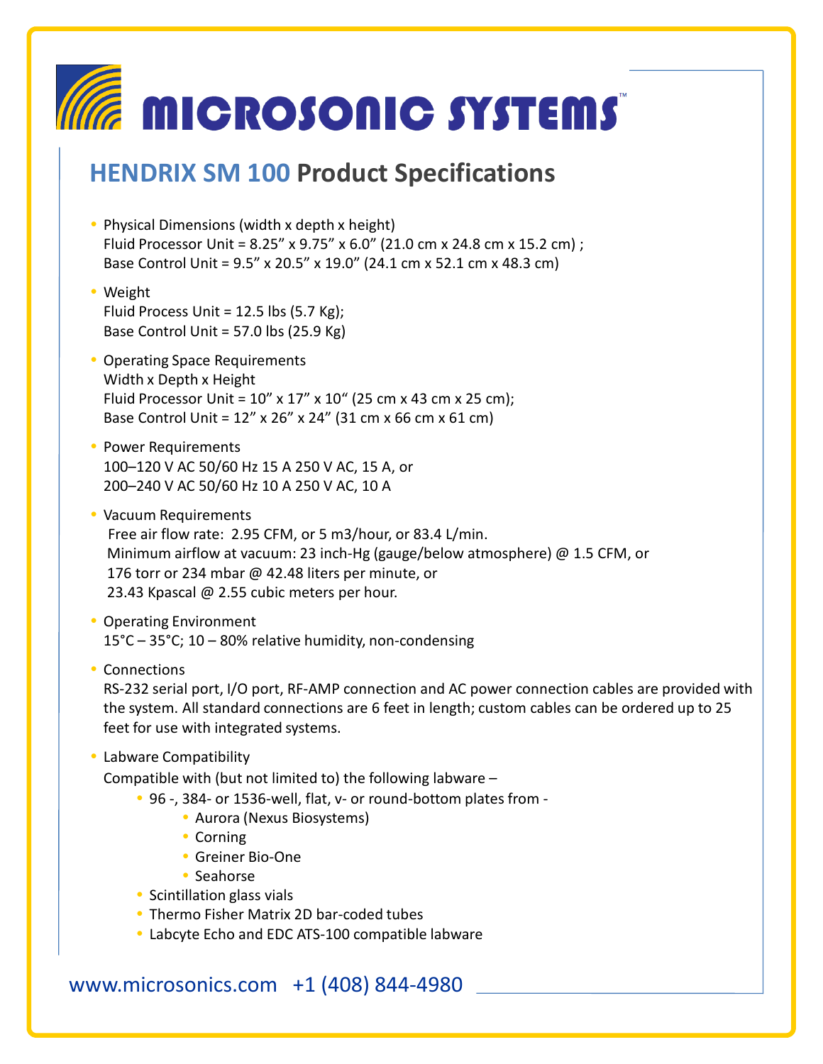# MICROSONIC SYSTEMS™

## HENDRIX SM 100 Product Specifications

- Physical Dimensions (width x depth x height)
  Fluid Processor Unit = 8.25" x 9.75" x 6.0" (21.0 cm x 24.8 cm x 15.2 cm) ;
  Base Control Unit = 9.5" x 20.5" x 19.0" (24.1 cm x 52.1 cm x 48.3 cm)
- Weight
  Fluid Process Unit = 12.5 lbs (5.7 Kg);
  Base Control Unit = 57.0 lbs (25.9 Kg)
- Operating Space Requirements
  Width x Depth x Height
  Fluid Processor Unit = 10" x 17" x 10" (25 cm x 43 cm x 25 cm);
  Base Control Unit = 12" x 26" x 24" (31 cm x 66 cm x 61 cm)
- Power Requirements
  100–120 V AC 50/60 Hz 15 A 250 V AC, 15 A, or
  200–240 V AC 50/60 Hz 10 A 250 V AC, 10 A
- Vacuum Requirements
  Free air flow rate: 2.95 CFM, or 5 m3/hour, or 83.4 L/min.
  Minimum airflow at vacuum: 23 inch-Hg (gauge/below atmosphere) @ 1.5 CFM, or
  176 torr or 234 mbar @ 42.48 liters per minute, or
  23.43 Kpascal @ 2.55 cubic meters per hour.
- Operating Environment
  15°C – 35°C; 10 – 80% relative humidity, non-condensing
- Connections
  RS-232 serial port, I/O port, RF-AMP connection and AC power connection cables are provided with the system. All standard connections are 6 feet in length; custom cables can be ordered up to 25 feet for use with integrated systems.
- Labware Compatibility
  Compatible with (but not limited to) the following labware –
  - 96 -, 384- or 1536-well, flat, v- or round-bottom plates from -
    - Aurora (Nexus Biosystems)
    - Corning
    - Greiner Bio-One
    - Seahorse
  - Scintillation glass vials
  - Thermo Fisher Matrix 2D bar-coded tubes
  - Labcyte Echo and EDC ATS-100 compatible labware

www.microsonics.com +1 (408) 844-4980